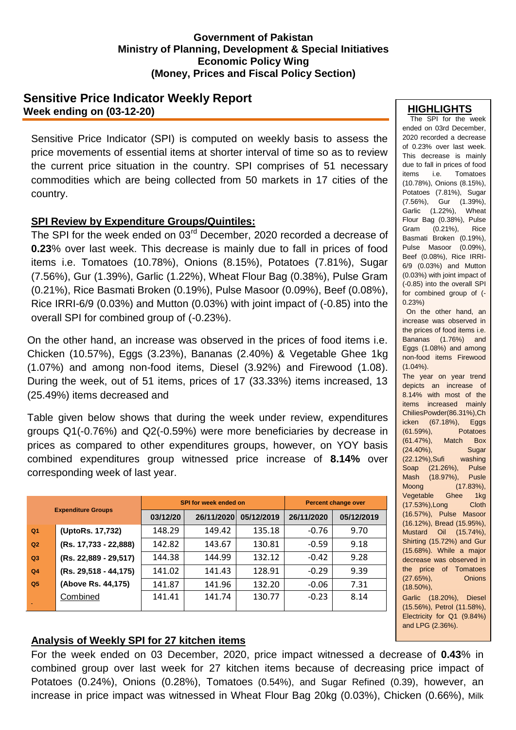**Government of Pakistan**
**Ministry of Planning, Development & Special Initiatives**
**Economic Policy Wing**
**(Money, Prices and Fiscal Policy Section)**

# Sensitive Price Indicator Weekly Report
**Week ending on (03-12-20)**

Sensitive Price Indicator (SPI) is computed on weekly basis to assess the price movements of essential items at shorter interval of time so as to review the current price situation in the country. SPI comprises of 51 necessary commodities which are being collected from 50 markets in 17 cities of the country.

## SPI Review by Expenditure Groups/Quintiles:

The SPI for the week ended on 03rd December, 2020 recorded a decrease of **0.23**% over last week. This decrease is mainly due to fall in prices of food items i.e. Tomatoes (10.78%), Onions (8.15%), Potatoes (7.81%), Sugar (7.56%), Gur (1.39%), Garlic (1.22%), Wheat Flour Bag (0.38%), Pulse Gram (0.21%), Rice Basmati Broken (0.19%), Pulse Masoor (0.09%), Beef (0.08%), Rice IRRI-6/9 (0.03%) and Mutton (0.03%) with joint impact of (-0.85) into the overall SPI for combined group of (-0.23%).

On the other hand, an increase was observed in the prices of food items i.e. Chicken (10.57%), Eggs (3.23%), Bananas (2.40%) & Vegetable Ghee 1kg (1.07%) and among non-food items, Diesel (3.92%) and Firewood (1.08). During the week, out of 51 items, prices of 17 (33.33%) items increased, 13 (25.49%) items decreased and

Table given below shows that during the week under review, expenditures groups Q1(-0.76%) and Q2(-0.59%) were more beneficiaries by decrease in prices as compared to other expenditures groups, however, on YOY basis combined expenditures group witnessed price increase of **8.14%** over corresponding week of last year.

| Expenditure Groups | | SPI for week ended on | | | Percent change over | |
|---|---|---|---|---|---|---|
| | | 03/12/20 | 26/11/2020 | 05/12/2019 | 26/11/2020 | 05/12/2019 |
| Q1 | (UptoRs. 17,732) | 148.29 | 149.42 | 135.18 | -0.76 | 9.70 |
| Q2 | (Rs. 17,733 - 22,888) | 142.82 | 143.67 | 130.81 | -0.59 | 9.18 |
| Q3 | (Rs. 22,889 - 29,517) | 144.38 | 144.99 | 132.12 | -0.42 | 9.28 |
| Q4 | (Rs. 29,518 - 44,175) | 141.02 | 141.43 | 128.91 | -0.29 | 9.39 |
| Q5 | (Above Rs. 44,175) | 141.87 | 141.96 | 132.20 | -0.06 | 7.31 |
| | Combined | 141.41 | 141.74 | 130.77 | -0.23 | 8.14 |

## Analysis of Weekly SPI for 27 kitchen items

For the week ended on 03 December, 2020, price impact witnessed a decrease of **0.43**% in combined group over last week for 27 kitchen items because of decreasing price impact of Potatoes (0.24%), Onions (0.28%), Tomatoes (0.54%), and Sugar Refined (0.39), however, an increase in price impact was witnessed in Wheat Flour Bag 20kg (0.03%), Chicken (0.66%), Milk

## HIGHLIGHTS

The SPI for the week ended on 03rd December, 2020 recorded a decrease of 0.23% over last week. This decrease is mainly due to fall in prices of food items i.e. Tomatoes (10.78%), Onions (8.15%), Potatoes (7.81%), Sugar (7.56%), Gur (1.39%), Garlic (1.22%), Wheat Flour Bag (0.38%), Pulse Gram (0.21%), Rice Basmati Broken (0.19%), Pulse Masoor (0.09%), Beef (0.08%), Rice IRRI-6/9 (0.03%) and Mutton (0.03%) with joint impact of (-0.85) into the overall SPI for combined group of (-0.23%)

On the other hand, an increase was observed in the prices of food items i.e. Bananas (1.76%) and Eggs (1.08%) and among non-food items Firewood (1.04%).

The year on year trend depicts an increase of 8.14% with most of the items increased mainly ChiliesPowder(86.31%),Chicken (67.18%), Eggs (61.59%), Potatoes (61.47%), Match Box (24.40%), Sugar (22.12%),Sufi washing Soap (21.26%), Pulse Mash (18.97%), Pusle Moong (17.83%), Vegetable Ghee 1kg (17.53%),Long Cloth (16.57%), Pulse Masoor (16.12%), Bread (15.95%), Mustard Oil (15.74%), Shirting (15.72%) and Gur (15.68%). While a major decrease was observed in the price of Tomatoes (27.65%), Onions (18.50%), Garlic (18.20%), Diesel (15.56%), Petrol (11.58%), Electricity for Q1 (9.84%) and LPG (2.36%).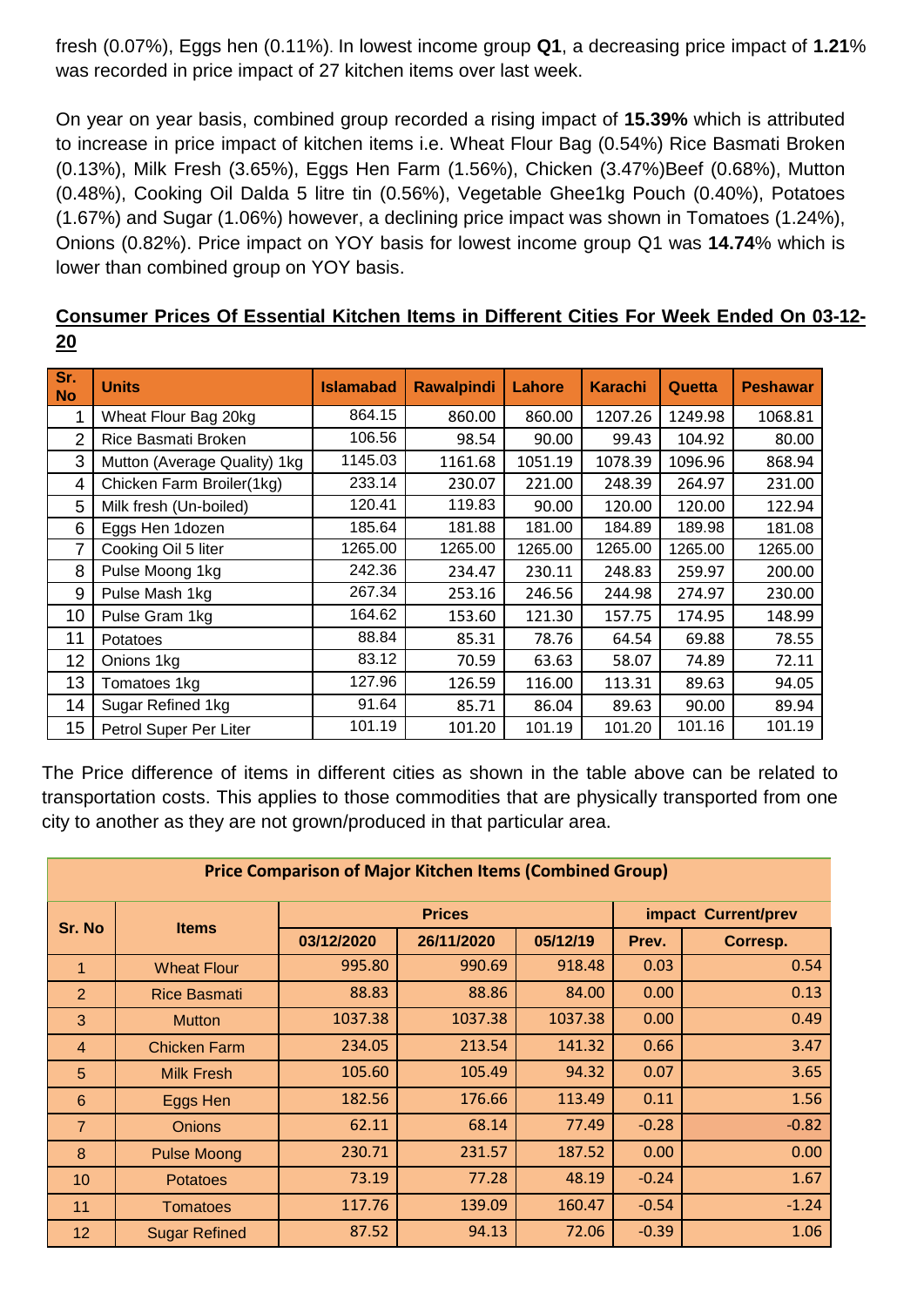fresh (0.07%), Eggs hen (0.11%). In lowest income group **Q1**, a decreasing price impact of **1.21**% was recorded in price impact of 27 kitchen items over last week.

On year on year basis, combined group recorded a rising impact of **15.39%** which is attributed to increase in price impact of kitchen items i.e. Wheat Flour Bag (0.54%) Rice Basmati Broken (0.13%), Milk Fresh (3.65%), Eggs Hen Farm (1.56%), Chicken (3.47%)Beef (0.68%), Mutton (0.48%), Cooking Oil Dalda 5 litre tin (0.56%), Vegetable Ghee1kg Pouch (0.40%), Potatoes (1.67%) and Sugar (1.06%) however, a declining price impact was shown in Tomatoes (1.24%), Onions (0.82%). Price impact on YOY basis for lowest income group Q1 was **14.74**% which is lower than combined group on YOY basis.

**Consumer Prices Of Essential Kitchen Items in Different Cities For Week Ended On 03-12-20**

| Sr. No | Units | Islamabad | Rawalpindi | Lahore | Karachi | Quetta | Peshawar |
|---|---|---|---|---|---|---|---|
| 1 | Wheat Flour Bag 20kg | 864.15 | 860.00 | 860.00 | 1207.26 | 1249.98 | 1068.81 |
| 2 | Rice Basmati Broken | 106.56 | 98.54 | 90.00 | 99.43 | 104.92 | 80.00 |
| 3 | Mutton (Average Quality) 1kg | 1145.03 | 1161.68 | 1051.19 | 1078.39 | 1096.96 | 868.94 |
| 4 | Chicken Farm Broiler(1kg) | 233.14 | 230.07 | 221.00 | 248.39 | 264.97 | 231.00 |
| 5 | Milk fresh (Un-boiled) | 120.41 | 119.83 | 90.00 | 120.00 | 120.00 | 122.94 |
| 6 | Eggs Hen 1dozen | 185.64 | 181.88 | 181.00 | 184.89 | 189.98 | 181.08 |
| 7 | Cooking Oil 5 liter | 1265.00 | 1265.00 | 1265.00 | 1265.00 | 1265.00 | 1265.00 |
| 8 | Pulse Moong 1kg | 242.36 | 234.47 | 230.11 | 248.83 | 259.97 | 200.00 |
| 9 | Pulse Mash 1kg | 267.34 | 253.16 | 246.56 | 244.98 | 274.97 | 230.00 |
| 10 | Pulse Gram 1kg | 164.62 | 153.60 | 121.30 | 157.75 | 174.95 | 148.99 |
| 11 | Potatoes | 88.84 | 85.31 | 78.76 | 64.54 | 69.88 | 78.55 |
| 12 | Onions 1kg | 83.12 | 70.59 | 63.63 | 58.07 | 74.89 | 72.11 |
| 13 | Tomatoes 1kg | 127.96 | 126.59 | 116.00 | 113.31 | 89.63 | 94.05 |
| 14 | Sugar Refined 1kg | 91.64 | 85.71 | 86.04 | 89.63 | 90.00 | 89.94 |
| 15 | Petrol Super Per Liter | 101.19 | 101.20 | 101.19 | 101.20 | 101.16 | 101.19 |

The Price difference of items in different cities as shown in the table above can be related to transportation costs. This applies to those commodities that are physically transported from one city to another as they are not grown/produced in that particular area.

**Price Comparison of Major Kitchen Items (Combined Group)**

| Sr. No | Items | Prices | | | impact Current/prev | |
|---|---|---|---|---|---|---|
| | | 03/12/2020 | 26/11/2020 | 05/12/19 | Prev. | Corresp. |
| 1 | Wheat Flour | 995.80 | 990.69 | 918.48 | 0.03 | 0.54 |
| 2 | Rice Basmati | 88.83 | 88.86 | 84.00 | 0.00 | 0.13 |
| 3 | Mutton | 1037.38 | 1037.38 | 1037.38 | 0.00 | 0.49 |
| 4 | Chicken Farm | 234.05 | 213.54 | 141.32 | 0.66 | 3.47 |
| 5 | Milk Fresh | 105.60 | 105.49 | 94.32 | 0.07 | 3.65 |
| 6 | Eggs Hen | 182.56 | 176.66 | 113.49 | 0.11 | 1.56 |
| 7 | Onions | 62.11 | 68.14 | 77.49 | -0.28 | -0.82 |
| 8 | Pulse Moong | 230.71 | 231.57 | 187.52 | 0.00 | 0.00 |
| 10 | Potatoes | 73.19 | 77.28 | 48.19 | -0.24 | 1.67 |
| 11 | Tomatoes | 117.76 | 139.09 | 160.47 | -0.54 | -1.24 |
| 12 | Sugar Refined | 87.52 | 94.13 | 72.06 | -0.39 | 1.06 |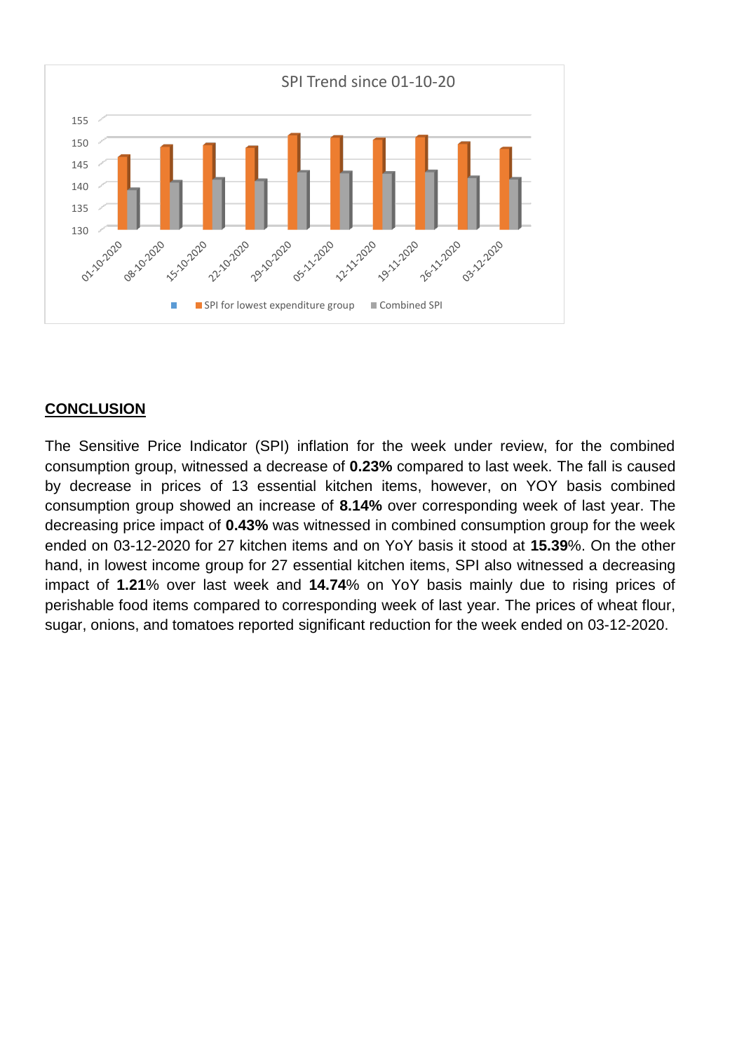SPI Trend since 01-10-20

155
150
145
140
135
130

01-10-2020
08-10-2020
15-10-2020
22-10-2020
29-10-2020
05-11-2020
12-11-2020
19-11-2020
26-11-2020
03-12-2020

SPI for lowest expenditure group
Combined SPI

## CONCLUSION

The Sensitive Price Indicator (SPI) inflation for the week under review, for the combined consumption group, witnessed a decrease of **0.23%** compared to last week. The fall is caused by decrease in prices of 13 essential kitchen items, however, on YOY basis combined consumption group showed an increase of **8.14%** over corresponding week of last year. The decreasing price impact of **0.43%** was witnessed in combined consumption group for the week ended on 03-12-2020 for 27 kitchen items and on YoY basis it stood at **15.39**%. On the other hand, in lowest income group for 27 essential kitchen items, SPI also witnessed a decreasing impact of **1.21**% over last week and **14.74**% on YoY basis mainly due to rising prices of perishable food items compared to corresponding week of last year. The prices of wheat flour, sugar, onions, and tomatoes reported significant reduction for the week ended on 03-12-2020.